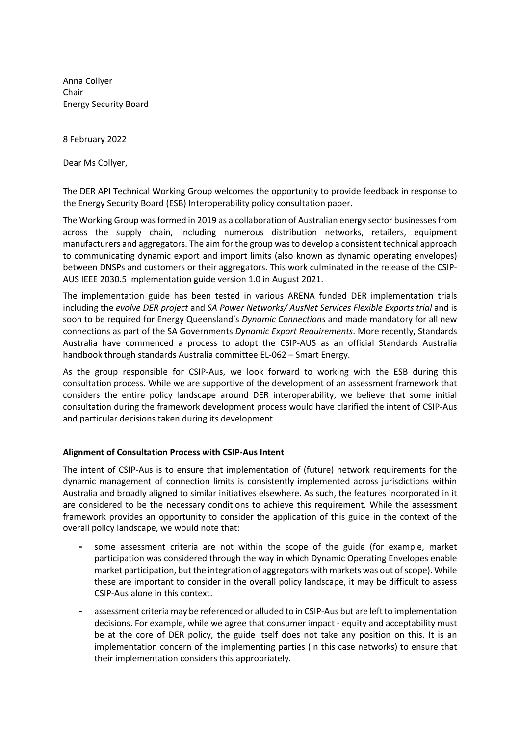Anna Collyer
Chair
Energy Security Board

8 February 2022

Dear Ms Collyer,

The DER API Technical Working Group welcomes the opportunity to provide feedback in response to the Energy Security Board (ESB) Interoperability policy consultation paper.

The Working Group was formed in 2019 as a collaboration of Australian energy sector businesses from across the supply chain, including numerous distribution networks, retailers, equipment manufacturers and aggregators. The aim for the group was to develop a consistent technical approach to communicating dynamic export and import limits (also known as dynamic operating envelopes) between DNSPs and customers or their aggregators. This work culminated in the release of the CSIP-AUS IEEE 2030.5 implementation guide version 1.0 in August 2021.

The implementation guide has been tested in various ARENA funded DER implementation trials including the *evolve DER project* and *SA Power Networks/ AusNet Services Flexible Exports trial* and is soon to be required for Energy Queensland's *Dynamic Connections* and made mandatory for all new connections as part of the SA Governments *Dynamic Export Requirements*. More recently, Standards Australia have commenced a process to adopt the CSIP-AUS as an official Standards Australia handbook through standards Australia committee EL-062 – Smart Energy.

As the group responsible for CSIP-Aus, we look forward to working with the ESB during this consultation process. While we are supportive of the development of an assessment framework that considers the entire policy landscape around DER interoperability, we believe that some initial consultation during the framework development process would have clarified the intent of CSIP-Aus and particular decisions taken during its development.

**Alignment of Consultation Process with CSIP-Aus Intent**

The intent of CSIP-Aus is to ensure that implementation of (future) network requirements for the dynamic management of connection limits is consistently implemented across jurisdictions within Australia and broadly aligned to similar initiatives elsewhere. As such, the features incorporated in it are considered to be the necessary conditions to achieve this requirement. While the assessment framework provides an opportunity to consider the application of this guide in the context of the overall policy landscape, we would note that:

- some assessment criteria are not within the scope of the guide (for example, market participation was considered through the way in which Dynamic Operating Envelopes enable market participation, but the integration of aggregators with markets was out of scope). While these are important to consider in the overall policy landscape, it may be difficult to assess CSIP-Aus alone in this context.
- assessment criteria may be referenced or alluded to in CSIP-Aus but are left to implementation decisions. For example, while we agree that consumer impact - equity and acceptability must be at the core of DER policy, the guide itself does not take any position on this. It is an implementation concern of the implementing parties (in this case networks) to ensure that their implementation considers this appropriately.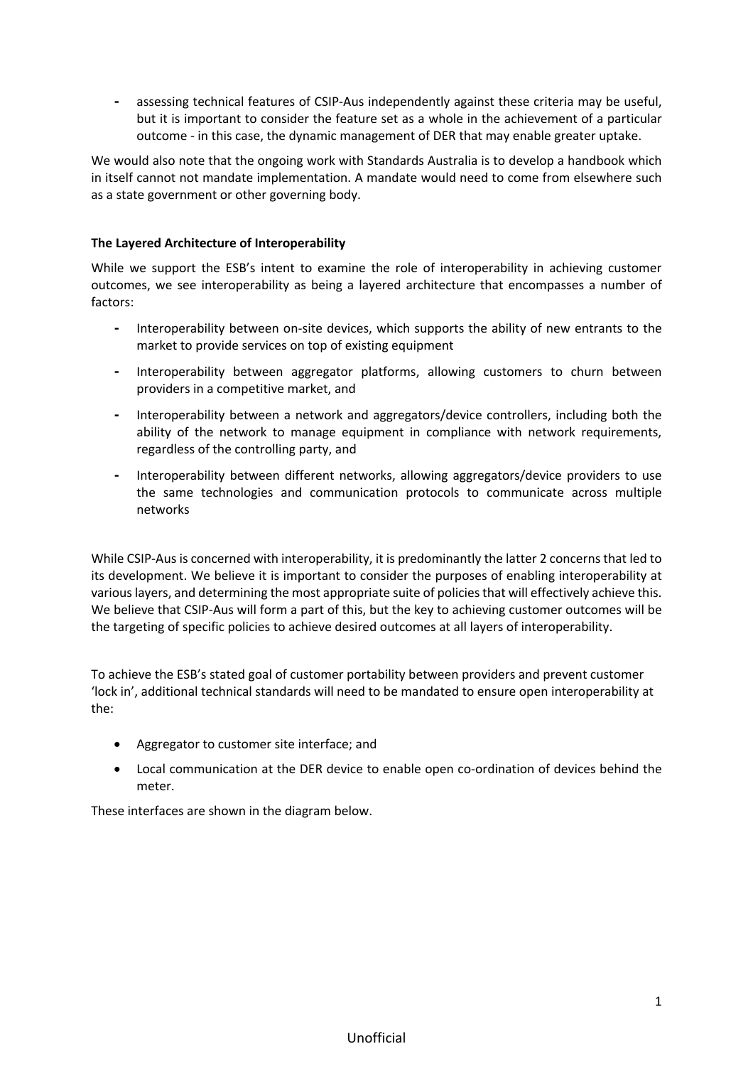- assessing technical features of CSIP-Aus independently against these criteria may be useful, but it is important to consider the feature set as a whole in the achievement of a particular outcome - in this case, the dynamic management of DER that may enable greater uptake.

We would also note that the ongoing work with Standards Australia is to develop a handbook which in itself cannot not mandate implementation. A mandate would need to come from elsewhere such as a state government or other governing body.

**The Layered Architecture of Interoperability**

While we support the ESB's intent to examine the role of interoperability in achieving customer outcomes, we see interoperability as being a layered architecture that encompasses a number of factors:

- Interoperability between on-site devices, which supports the ability of new entrants to the market to provide services on top of existing equipment
- Interoperability between aggregator platforms, allowing customers to churn between providers in a competitive market, and
- Interoperability between a network and aggregators/device controllers, including both the ability of the network to manage equipment in compliance with network requirements, regardless of the controlling party, and
- Interoperability between different networks, allowing aggregators/device providers to use the same technologies and communication protocols to communicate across multiple networks

While CSIP-Aus is concerned with interoperability, it is predominantly the latter 2 concerns that led to its development. We believe it is important to consider the purposes of enabling interoperability at various layers, and determining the most appropriate suite of policies that will effectively achieve this. We believe that CSIP-Aus will form a part of this, but the key to achieving customer outcomes will be the targeting of specific policies to achieve desired outcomes at all layers of interoperability.

To achieve the ESB's stated goal of customer portability between providers and prevent customer 'lock in', additional technical standards will need to be mandated to ensure open interoperability at the:

- Aggregator to customer site interface; and
- Local communication at the DER device to enable open co-ordination of devices behind the meter.

These interfaces are shown in the diagram below.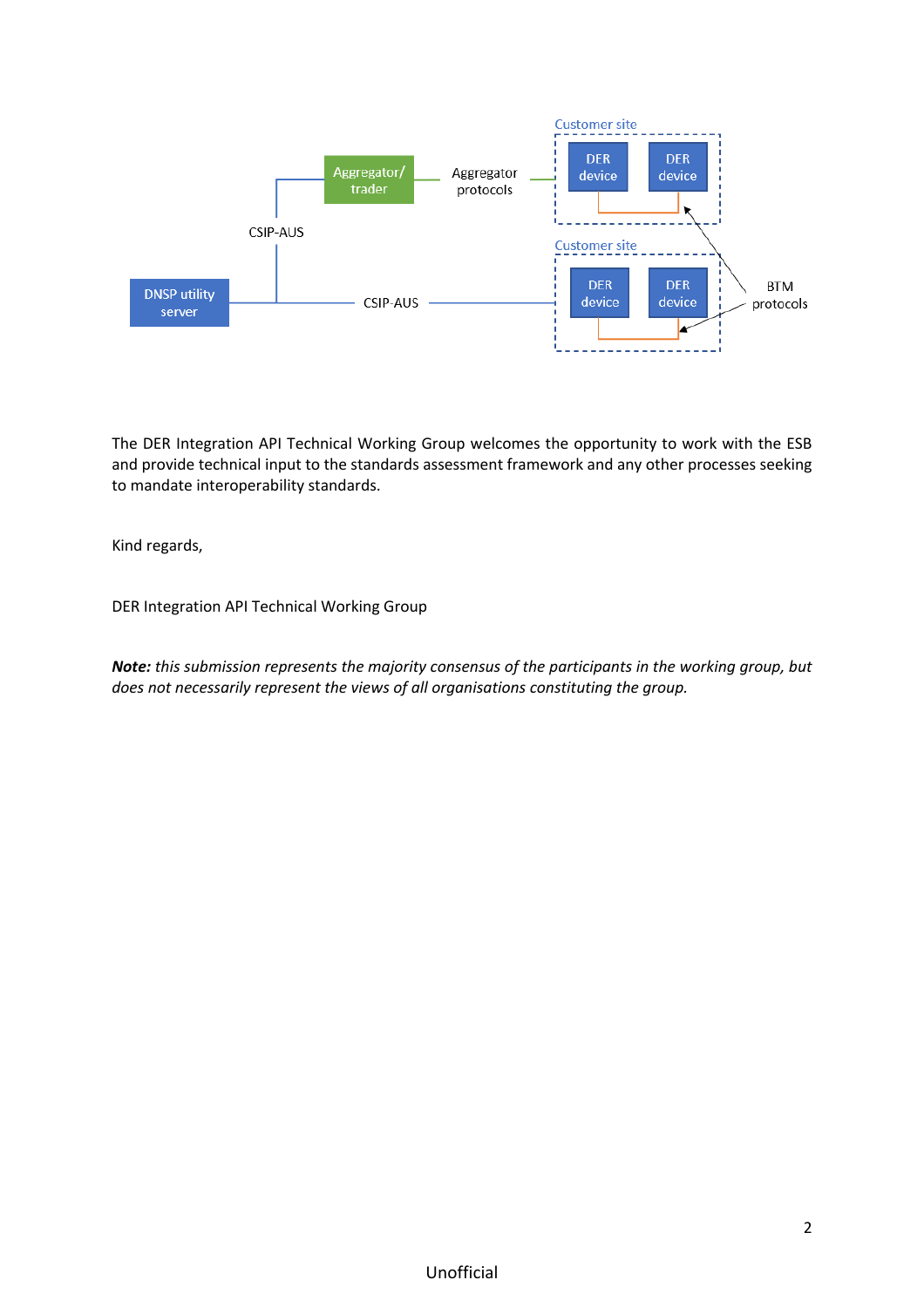Customer site

DER device

DER device

Aggregator/ trader

Aggregator protocols

CSIP-AUS

Customer site

DER device

DER device

BTM protocols

DNSP utility server

CSIP-AUS

The DER Integration API Technical Working Group welcomes the opportunity to work with the ESB and provide technical input to the standards assessment framework and any other processes seeking to mandate interoperability standards.

Kind regards,

DER Integration API Technical Working Group

***Note:*** *this submission represents the majority consensus of the participants in the working group, but does not necessarily represent the views of all organisations constituting the group.*

Unofficial